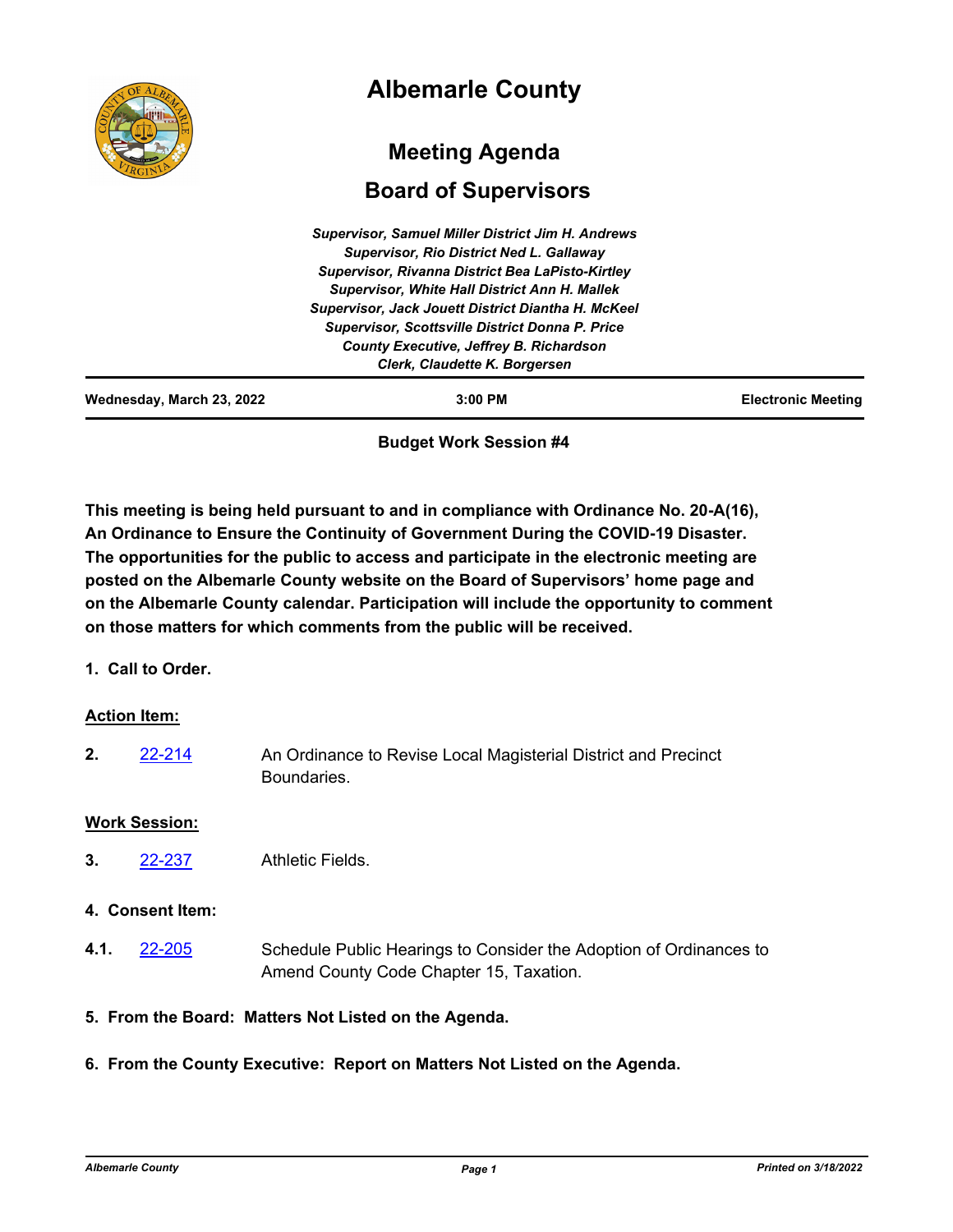# Albemarle County

## Meeting Agenda

## Board of Supervisors

*Supervisor, Samuel Miller District Jim H. Andrews*
*Supervisor, Rio District Ned L. Gallaway*
*Supervisor, Rivanna District Bea LaPisto-Kirtley*
*Supervisor, White Hall District Ann H. Mallek*
*Supervisor, Jack Jouett District Diantha H. McKeel*
*Supervisor, Scottsville District Donna P. Price*
*County Executive, Jeffrey B. Richardson*
*Clerk, Claudette K. Borgersen*

| Wednesday, March 23, 2022 | 3:00 PM | Electronic Meeting |
|---|---|---|

**Budget Work Session #4**

**This meeting is being held pursuant to and in compliance with Ordinance No. 20-A(16), An Ordinance to Ensure the Continuity of Government During the COVID-19 Disaster. The opportunities for the public to access and participate in the electronic meeting are posted on the Albemarle County website on the Board of Supervisors' home page and on the Albemarle County calendar. Participation will include the opportunity to comment on those matters for which comments from the public will be received.**

**1. Call to Order.**

**Action Item:**

**2.** 22-214 An Ordinance to Revise Local Magisterial District and Precinct Boundaries.

**Work Session:**

**3.** 22-237 Athletic Fields.

**4. Consent Item:**

**4.1.** 22-205 Schedule Public Hearings to Consider the Adoption of Ordinances to Amend County Code Chapter 15, Taxation.

**5. From the Board: Matters Not Listed on the Agenda.**

**6. From the County Executive: Report on Matters Not Listed on the Agenda.**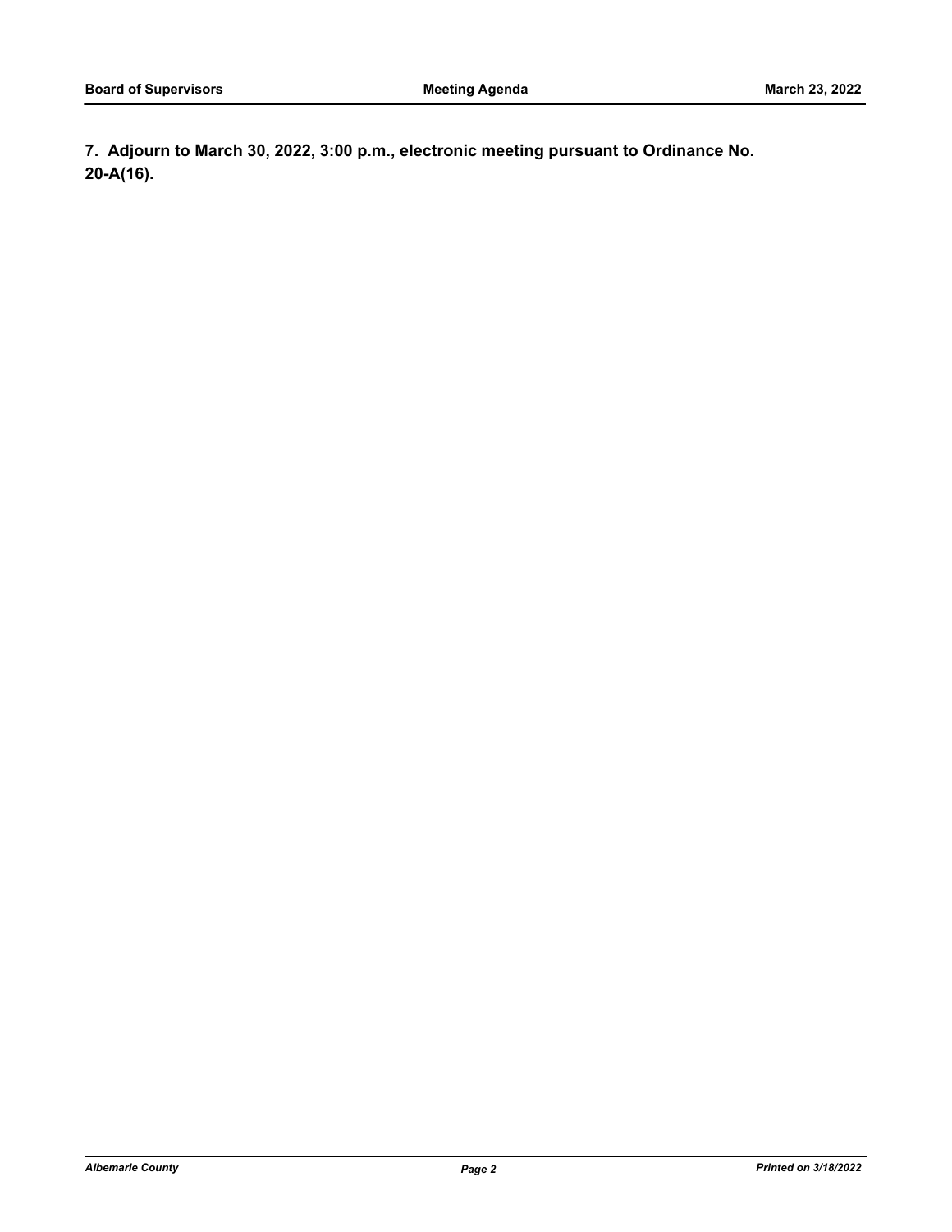**7. Adjourn to March 30, 2022, 3:00 p.m., electronic meeting pursuant to Ordinance No. 20-A(16).**